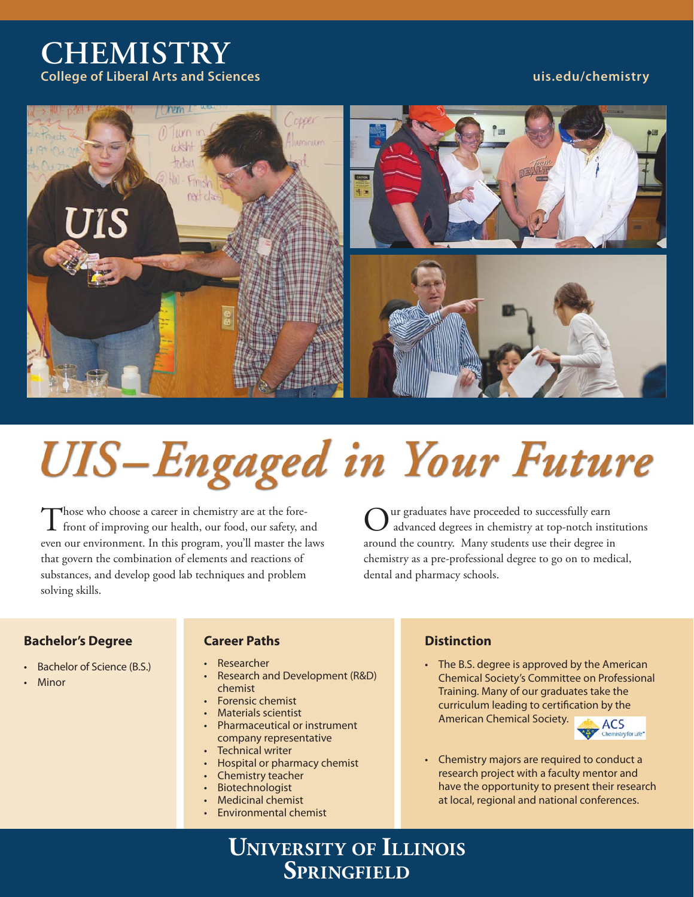# CHEMISTRY

**College of Liberal Arts and Sciences**

uis.edu/chemistry

## *UIS–Engaged in Your Future*

Those who choose a career in chemistry are at the forefront of improving our health, our food, our safety, and even our environment. In this program, you'll master the laws that govern the combination of elements and reactions of substances, and develop good lab techniques and problem solving skills.

Our graduates have proceeded to successfully earn advanced degrees in chemistry at top-notch institutions around the country. Many students use their degree in chemistry as a pre-professional degree to go on to medical, dental and pharmacy schools.

### Bachelor's Degree

- Bachelor of Science (B.S.)
- Minor

### Career Paths

- Researcher
- Research and Development (R&D) chemist
- Forensic chemist
- Materials scientist
- Pharmaceutical or instrument company representative
- Technical writer
- Hospital or pharmacy chemist
- Chemistry teacher
- Biotechnologist
- Medicinal chemist
- Environmental chemist

### Distinction

- The B.S. degree is approved by the American Chemical Society's Committee on Professional Training. Many of our graduates take the curriculum leading to certification by the American Chemical Society.
- Chemistry majors are required to conduct a research project with a faculty mentor and have the opportunity to present their research at local, regional and national conferences.

**UNIVERSITY OF ILLINOIS SPRINGFIELD**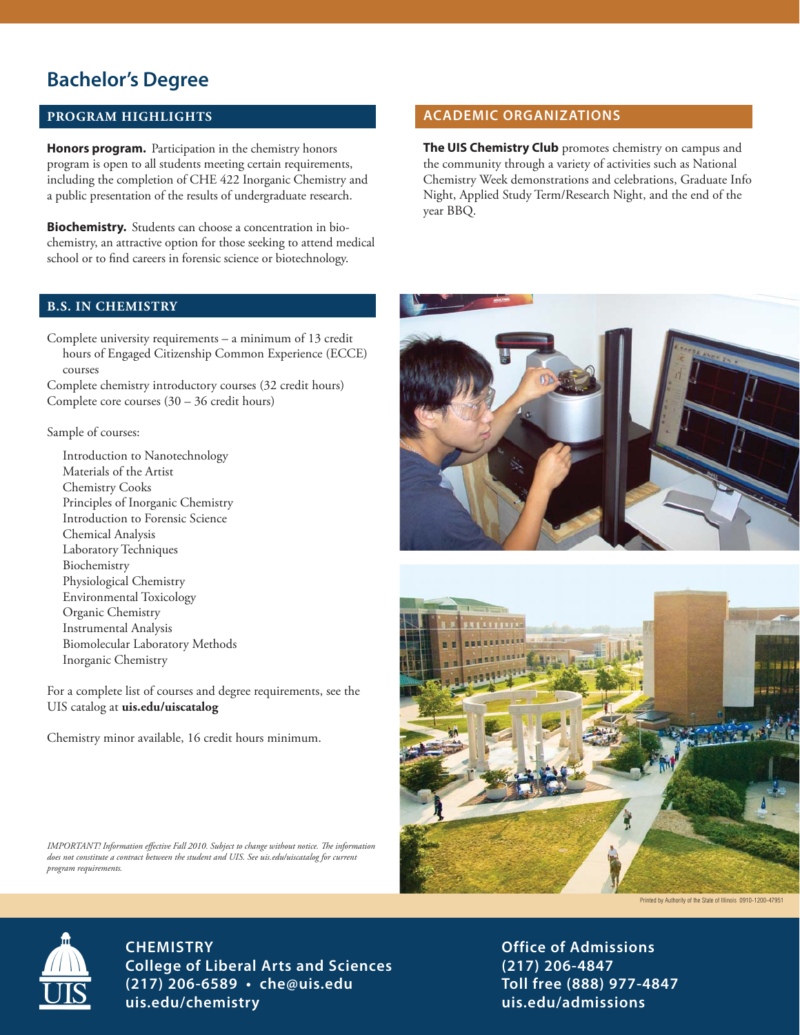# Bachelor's Degree

## PROGRAM HIGHLIGHTS

**Honors program.** Participation in the chemistry honors program is open to all students meeting certain requirements, including the completion of CHE 422 Inorganic Chemistry and a public presentation of the results of undergraduate research.

**Biochemistry.** Students can choose a concentration in biochemistry, an attractive option for those seeking to attend medical school or to find careers in forensic science or biotechnology.

## ACADEMIC ORGANIZATIONS

**The UIS Chemistry Club** promotes chemistry on campus and the community through a variety of activities such as National Chemistry Week demonstrations and celebrations, Graduate Info Night, Applied Study Term/Research Night, and the end of the year BBQ.

## B.S. IN CHEMISTRY

Complete university requirements – a minimum of 13 credit hours of Engaged Citizenship Common Experience (ECCE) courses

Complete chemistry introductory courses (32 credit hours)

Complete core courses (30 – 36 credit hours)

Sample of courses:

- Introduction to Nanotechnology
- Materials of the Artist
- Chemistry Cooks
- Principles of Inorganic Chemistry
- Introduction to Forensic Science
- Chemical Analysis
- Laboratory Techniques
- Biochemistry
- Physiological Chemistry
- Environmental Toxicology
- Organic Chemistry
- Instrumental Analysis
- Biomolecular Laboratory Methods
- Inorganic Chemistry

For a complete list of courses and degree requirements, see the UIS catalog at **uis.edu/uiscatalog**

Chemistry minor available, 16 credit hours minimum.

*IMPORTANT! Information effective Fall 2010. Subject to change without notice. The information does not constitute a contract between the student and UIS. See uis.edu/uiscatalog for current program requirements.*

Printed by Authority of the State of Illinois 0910-1200-47951

**CHEMISTRY**
**College of Liberal Arts and Sciences**
**(217) 206-6589 • che@uis.edu**
**uis.edu/chemistry**

**Office of Admissions**
**(217) 206-4847**
**Toll free (888) 977-4847**
**uis.edu/admissions**